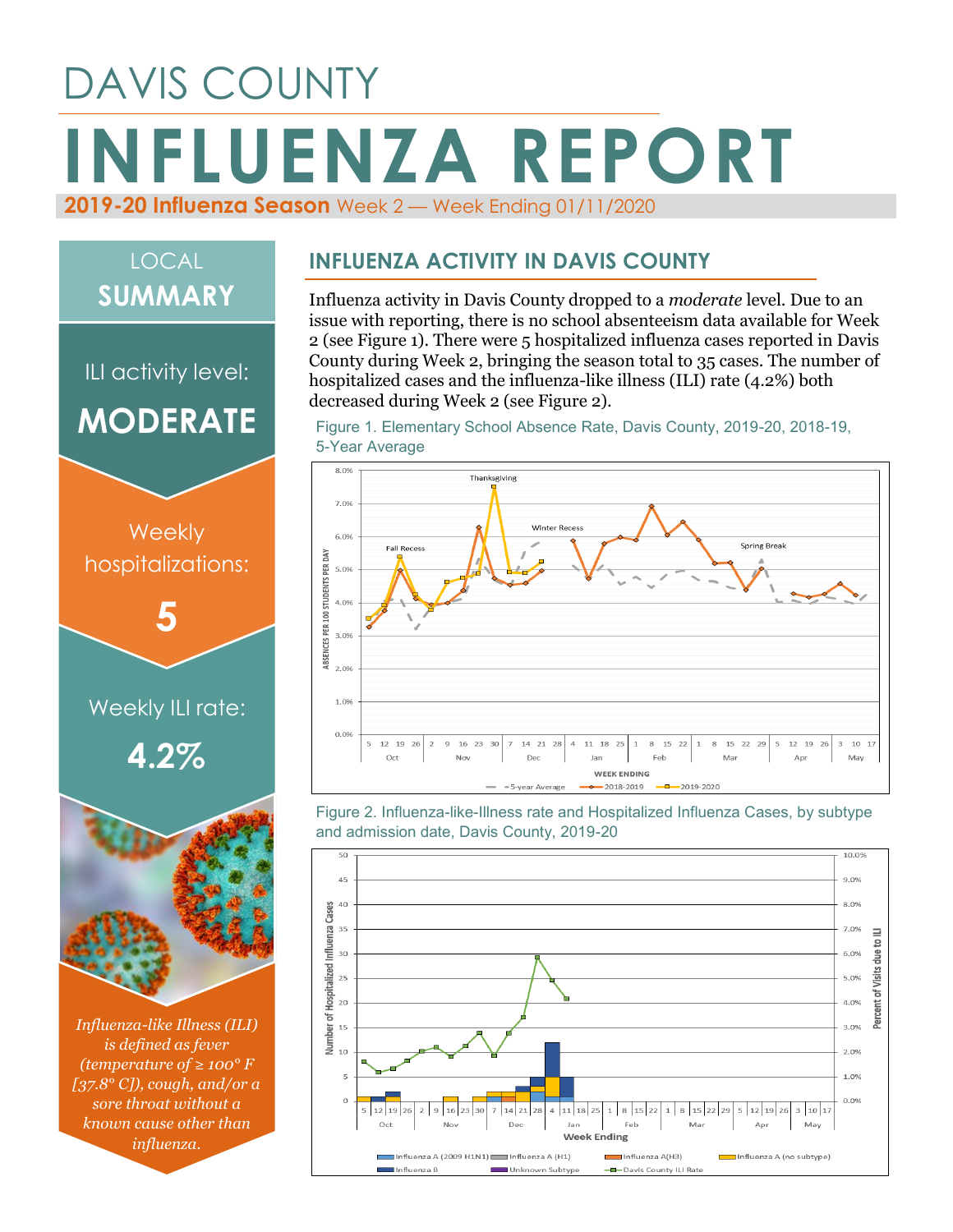# DAVIS COUNTY

# INFLUENZA REPORT

**2019-20 Influenza Season** Week 2 — Week Ending 01/11/2020

## LOCAL SUMMARY

ILI activity level:

**MODERATE**

Weekly hospitalizations:

**5**

Weekly ILI rate:

**4.2%**

*Influenza-like Illness (ILI) is defined as fever (temperature of ≥ 100° F [37.8° C]), cough, and/or a sore throat without a known cause other than influenza.*

## INFLUENZA ACTIVITY IN DAVIS COUNTY

Influenza activity in Davis County dropped to a *moderate* level. Due to an issue with reporting, there is no school absenteeism data available for Week 2 (see Figure 1). There were 5 hospitalized influenza cases reported in Davis County during Week 2, bringing the season total to 35 cases. The number of hospitalized cases and the influenza-like illness (ILI) rate (4.2%) both decreased during Week 2 (see Figure 2).

Figure 1. Elementary School Absence Rate, Davis County, 2019-20, 2018-19, 5-Year Average

Figure 2. Influenza-like-Illness rate and Hospitalized Influenza Cases, by subtype and admission date, Davis County, 2019-20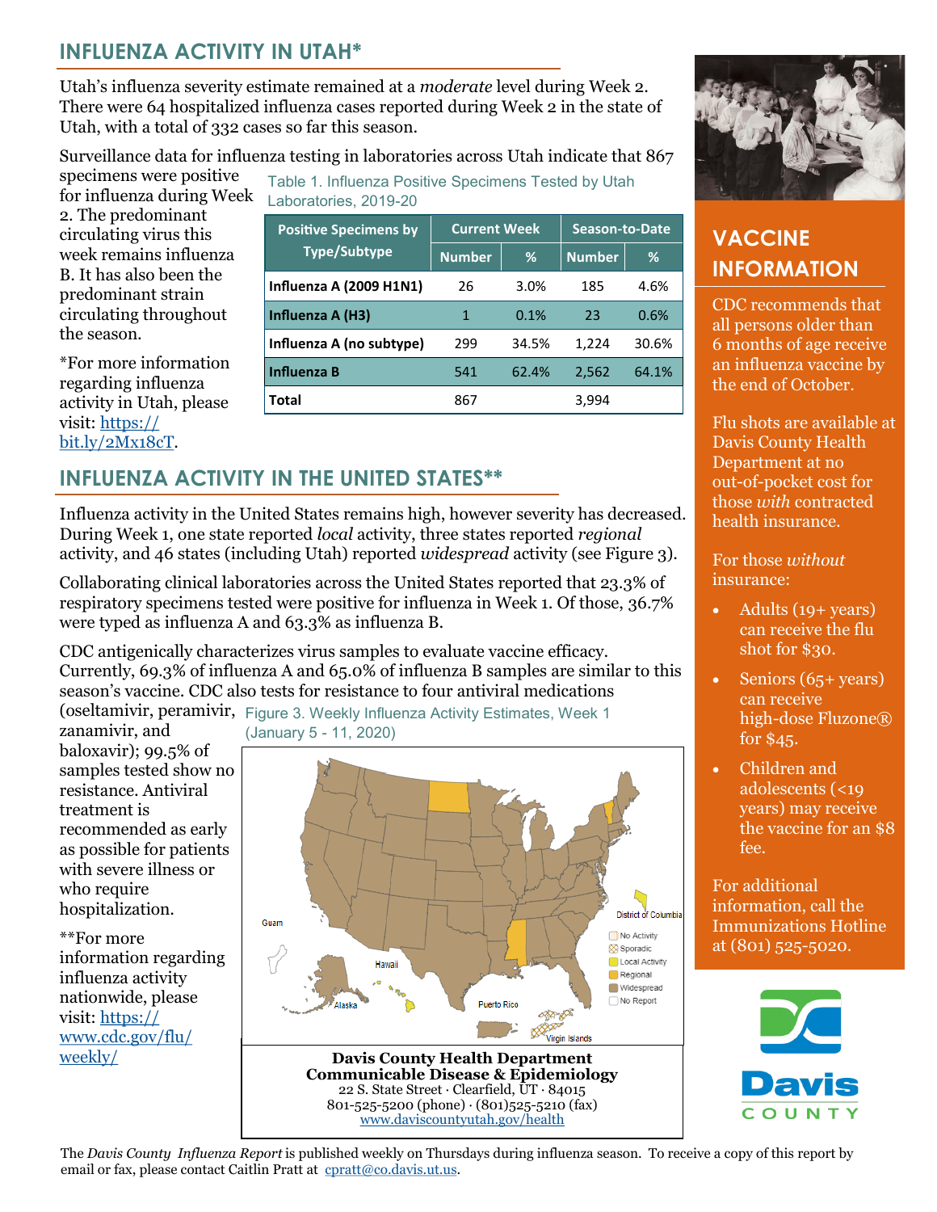## INFLUENZA ACTIVITY IN UTAH*

Utah's influenza severity estimate remained at a *moderate* level during Week 2. There were 64 hospitalized influenza cases reported during Week 2 in the state of Utah, with a total of 332 cases so far this season.

Surveillance data for influenza testing in laboratories across Utah indicate that 867 specimens were positive for influenza during Week 2. The predominant circulating virus this week remains influenza B. It has also been the predominant strain circulating throughout the season.

*For more information regarding influenza activity in Utah, please visit: https://bit.ly/2Mx18cT.

Table 1. Influenza Positive Specimens Tested by Utah Laboratories, 2019-20

| Positive Specimens by Type/Subtype | Current Week | | Season-to-Date | |
|---|---|---|---|---|
| | Number | % | Number | % |
| Influenza A (2009 H1N1) | 26 | 3.0% | 185 | 4.6% |
| Influenza A (H3) | 1 | 0.1% | 23 | 0.6% |
| Influenza A (no subtype) | 299 | 34.5% | 1,224 | 30.6% |
| Influenza B | 541 | 62.4% | 2,562 | 64.1% |
| Total | 867 | | 3,994 | |

## INFLUENZA ACTIVITY IN THE UNITED STATES**

Influenza activity in the United States remains high, however severity has decreased. During Week 1, one state reported *local* activity, three states reported *regional* activity, and 46 states (including Utah) reported *widespread* activity (see Figure 3).

Collaborating clinical laboratories across the United States reported that 23.3% of respiratory specimens tested were positive for influenza in Week 1. Of those, 36.7% were typed as influenza A and 63.3% as influenza B.

CDC antigenically characterizes virus samples to evaluate vaccine efficacy. Currently, 69.3% of influenza A and 65.0% of influenza B samples are similar to this season's vaccine. CDC also tests for resistance to four antiviral medications (oseltamivir, peramivir, zanamivir, and baloxavir); 99.5% of samples tested show no resistance. Antiviral treatment is recommended as early as possible for patients with severe illness or who require hospitalization.

**For more information regarding influenza activity nationwide, please visit: https://www.cdc.gov/flu/weekly/

Figure 3. Weekly Influenza Activity Estimates, Week 1 (January 5 - 11, 2020)

Guam
Hawaii
Alaska
Puerto Rico
Virgin Islands
District of Columbia
No Activity
Sporadic
Local Activity
Regional
Widespread
No Report

**Davis County Health Department**
**Communicable Disease & Epidemiology**
22 S. State Street · Clearfield, UT · 84015
801-525-5200 (phone) · (801)525-5210 (fax)
www.daviscountyutah.gov/health

## VACCINE INFORMATION

CDC recommends that all persons older than 6 months of age receive an influenza vaccine by the end of October.

Flu shots are available at Davis County Health Department at no out-of-pocket cost for those *with* contracted health insurance.

For those *without* insurance:

- Adults (19+ years) can receive the flu shot for $30.
- Seniors (65+ years) can receive high-dose Fluzone® for $45.
- Children and adolescents (<19 years) may receive the vaccine for an $8 fee.

For additional information, call the Immunizations Hotline at (801) 525-5020.

Davis COUNTY

The *Davis County Influenza Report* is published weekly on Thursdays during influenza season. To receive a copy of this report by email or fax, please contact Caitlin Pratt at cpratt@co.davis.ut.us.